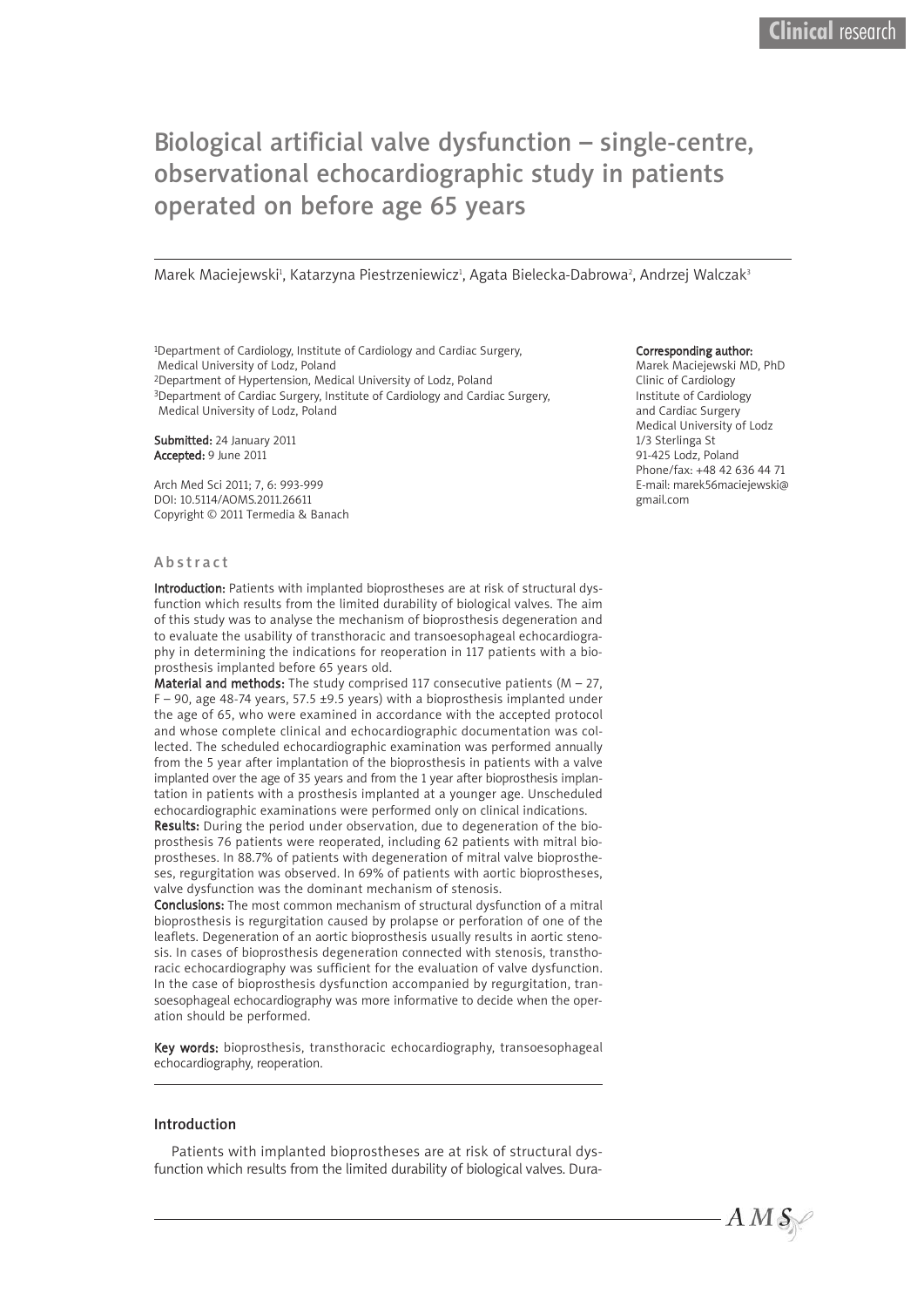# Biological artificial valve dysfunction – single-centre, observational echocardiographic study in patients operated on before age 65 years

Marek Maciejewski[1], Katarzyna Piestrzeniewicz[1], Agata Bielecka-Dabrowa[2], Andrzej Walczak[3]

[1]Department of Cardiology, Institute of Cardiology and Cardiac Surgery, Medical University of Lodz, Poland
[2]Department of Hypertension, Medical University of Lodz, Poland
[3]Department of Cardiac Surgery, Institute of Cardiology and Cardiac Surgery, Medical University of Lodz, Poland

**Submitted:** 24 January 2011
**Accepted:** 9 June 2011

Arch Med Sci 2011; 7, 6: 993-999
DOI: 10.5114/AOMS.2011.26611
Copyright © 2011 Termedia & Banach

**Corresponding author:**
Marek Maciejewski MD, PhD
Clinic of Cardiology
Institute of Cardiology
and Cardiac Surgery
Medical University of Lodz
1/3 Sterlinga St
91-425 Lodz, Poland
Phone/fax: +48 42 636 44 71
E-mail: marek56maciejewski@gmail.com

## Abstract

**Introduction:** Patients with implanted bioprostheses are at risk of structural dysfunction which results from the limited durability of biological valves. The aim of this study was to analyse the mechanism of bioprosthesis degeneration and to evaluate the usability of transthoracic and transoesophageal echocardiography in determining the indications for reoperation in 117 patients with a bioprosthesis implanted before 65 years old.

**Material and methods:** The study comprised 117 consecutive patients (M – 27, F – 90, age 48-74 years, 57.5 ±9.5 years) with a bioprosthesis implanted under the age of 65, who were examined in accordance with the accepted protocol and whose complete clinical and echocardiographic documentation was collected. The scheduled echocardiographic examination was performed annually from the 5 year after implantation of the bioprosthesis in patients with a valve implanted over the age of 35 years and from the 1 year after bioprosthesis implantation in patients with a prosthesis implanted at a younger age. Unscheduled echocardiographic examinations were performed only on clinical indications.

**Results:** During the period under observation, due to degeneration of the bioprosthesis 76 patients were reoperated, including 62 patients with mitral bioprostheses. In 88.7% of patients with degeneration of mitral valve bioprostheses, regurgitation was observed. In 69% of patients with aortic bioprostheses, valve dysfunction was the dominant mechanism of stenosis.

**Conclusions:** The most common mechanism of structural dysfunction of a mitral bioprosthesis is regurgitation caused by prolapse or perforation of one of the leaflets. Degeneration of an aortic bioprosthesis usually results in aortic stenosis. In cases of bioprosthesis degeneration connected with stenosis, transthoracic echocardiography was sufficient for the evaluation of valve dysfunction. In the case of bioprosthesis dysfunction accompanied by regurgitation, transoesophageal echocardiography was more informative to decide when the operation should be performed.

**Key words:** bioprosthesis, transthoracic echocardiography, transoesophageal echocardiography, reoperation.

## Introduction

Patients with implanted bioprostheses are at risk of structural dysfunction which results from the limited durability of biological valves. Dura-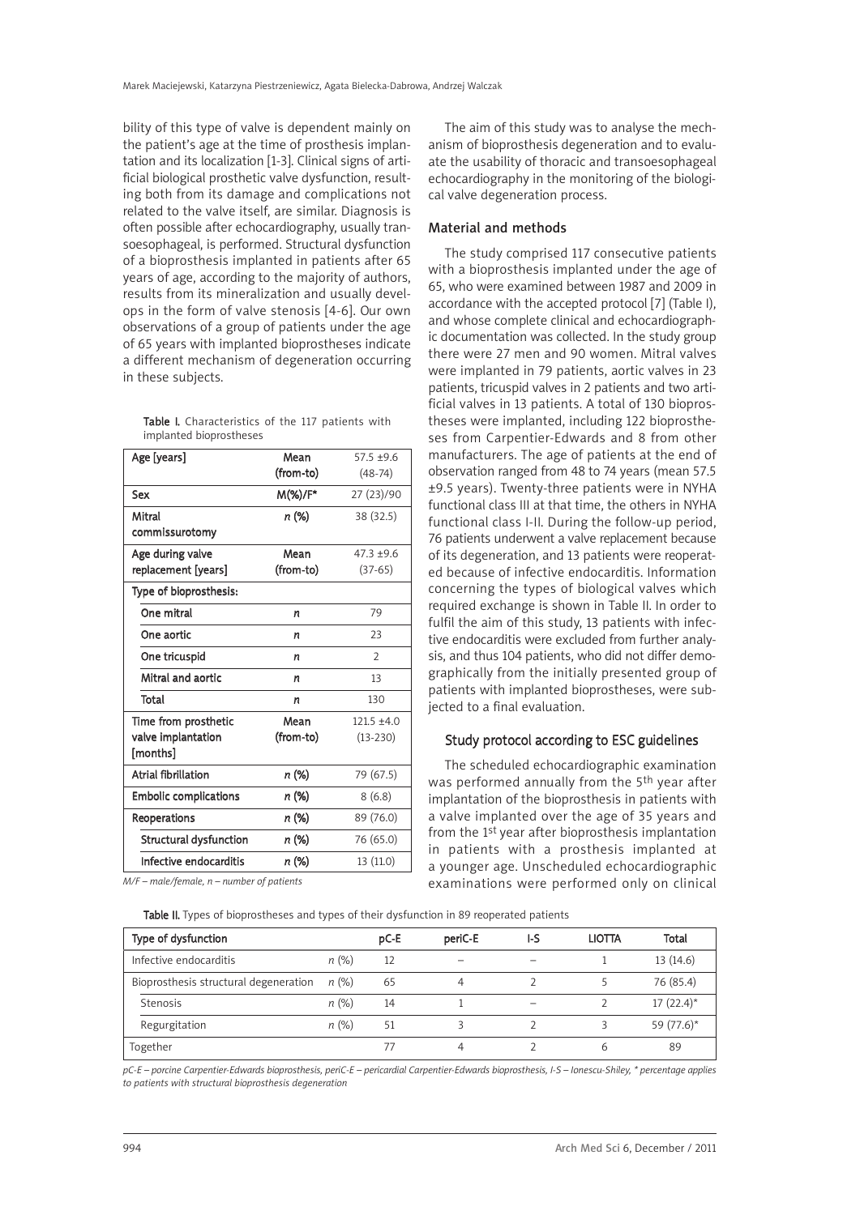bility of this type of valve is dependent mainly on the patient's age at the time of prosthesis implantation and its localization [1-3]. Clinical signs of artificial biological prosthetic valve dysfunction, resulting both from its damage and complications not related to the valve itself, are similar. Diagnosis is often possible after echocardiography, usually transoesophageal, is performed. Structural dysfunction of a bioprosthesis implanted in patients after 65 years of age, according to the majority of authors, results from its mineralization and usually develops in the form of valve stenosis [4-6]. Our own observations of a group of patients under the age of 65 years with implanted bioprostheses indicate a different mechanism of degeneration occurring in these subjects.

**Table I.** Characteristics of the 117 patients with implanted bioprostheses

| Age [years] | Mean (from-to) | 57.5 ±9.6 (48-74) |
|---|---|---|
| Sex | M(%)/F* | 27 (23)/90 |
| Mitral commissurotomy | *n* (%) | 38 (32.5) |
| Age during valve replacement [years] | Mean (from-to) | 47.3 ±9.6 (37-65) |
| Type of bioprosthesis: | | |
| One mitral | *n* | 79 |
| One aortic | *n* | 23 |
| One tricuspid | *n* | 2 |
| Mitral and aortic | *n* | 13 |
| Total | *n* | 130 |
| Time from prosthetic valve implantation [months] | Mean (from-to) | 121.5 ±4.0 (13-230) |
| Atrial fibrillation | *n* (%) | 79 (67.5) |
| Embolic complications | *n* (%) | 8 (6.8) |
| Reoperations | *n* (%) | 89 (76.0) |
| Structural dysfunction | *n* (%) | 76 (65.0) |
| Infective endocarditis | *n* (%) | 13 (11.0) |

*M/F – male/female, n – number of patients*

The aim of this study was to analyse the mechanism of bioprosthesis degeneration and to evaluate the usability of thoracic and transoesophageal echocardiography in the monitoring of the biological valve degeneration process.

## Material and methods

The study comprised 117 consecutive patients with a bioprosthesis implanted under the age of 65, who were examined between 1987 and 2009 in accordance with the accepted protocol [7] (Table I), and whose complete clinical and echocardiographic documentation was collected. In the study group there were 27 men and 90 women. Mitral valves were implanted in 79 patients, aortic valves in 23 patients, tricuspid valves in 2 patients and two artificial valves in 13 patients. A total of 130 bioprostheses were implanted, including 122 bioprostheses from Carpentier-Edwards and 8 from other manufacturers. The age of patients at the end of observation ranged from 48 to 74 years (mean 57.5 ±9.5 years). Twenty-three patients were in NYHA functional class III at that time, the others in NYHA functional class I-II. During the follow-up period, 76 patients underwent a valve replacement because of its degeneration, and 13 patients were reoperated because of infective endocarditis. Information concerning the types of biological valves which required exchange is shown in Table II. In order to fulfil the aim of this study, 13 patients with infective endocarditis were excluded from further analysis, and thus 104 patients, who did not differ demographically from the initially presented group of patients with implanted bioprostheses, were subjected to a final evaluation.

### Study protocol according to ESC guidelines

The scheduled echocardiographic examination was performed annually from the 5th year after implantation of the bioprosthesis in patients with a valve implanted over the age of 35 years and from the 1st year after bioprosthesis implantation in patients with a prosthesis implanted at a younger age. Unscheduled echocardiographic examinations were performed only on clinical

**Table II.** Types of bioprostheses and types of their dysfunction in 89 reoperated patients

| Type of dysfunction | | pC-E | periC-E | I-S | LIOTTA | Total |
|---|---|---|---|---|---|---|
| Infective endocarditis | *n* (%) | 12 | – | – | 1 | 13 (14.6) |
| Bioprosthesis structural degeneration | *n* (%) | 65 | 4 | 2 | 5 | 76 (85.4) |
| Stenosis | *n* (%) | 14 | 1 | – | 2 | 17 (22.4)* |
| Regurgitation | *n* (%) | 51 | 3 | 2 | 3 | 59 (77.6)* |
| Together | | 77 | 4 | 2 | 6 | 89 |

*pC-E – porcine Carpentier-Edwards bioprosthesis, periC-E – pericardial Carpentier-Edwards bioprosthesis, I-S – Ionescu-Shiley, \* percentage applies to patients with structural bioprosthesis degeneration*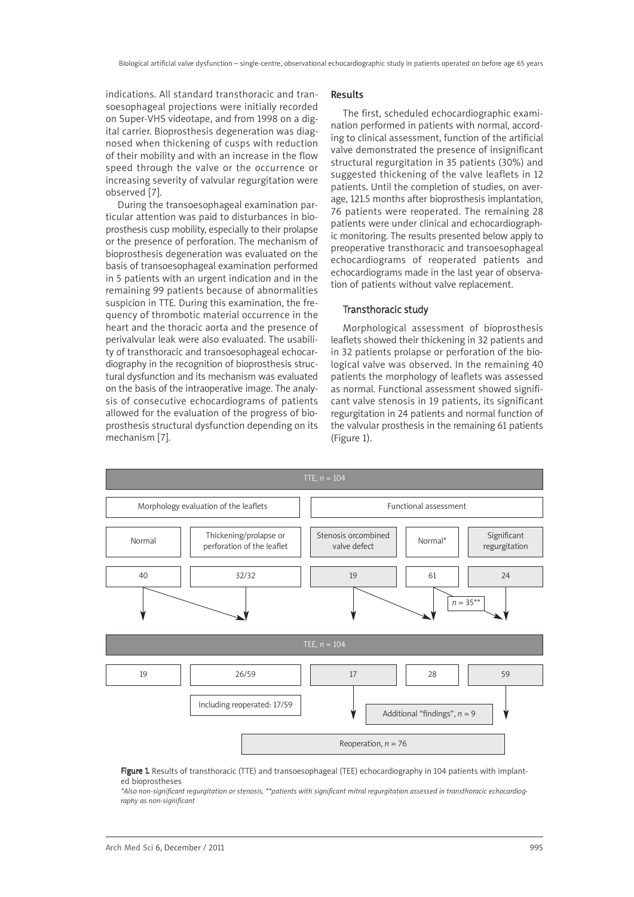indications. All standard transthoracic and transoesophageal projections were initially recorded on Super-VHS videotape, and from 1998 on a digital carrier. Bioprosthesis degeneration was diagnosed when thickening of cusps with reduction of their mobility and with an increase in the flow speed through the valve or the occurrence or increasing severity of valvular regurgitation were observed [7].

During the transoesophageal examination particular attention was paid to disturbances in bioprosthesis cusp mobility, especially to their prolapse or the presence of perforation. The mechanism of bioprosthesis degeneration was evaluated on the basis of transoesophageal examination performed in 5 patients with an urgent indication and in the remaining 99 patients because of abnormalities suspicion in TTE. During this examination, the frequency of thrombotic material occurrence in the heart and the thoracic aorta and the presence of perivalvular leak were also evaluated. The usability of transthoracic and transoesophageal echocardiography in the recognition of bioprosthesis structural dysfunction and its mechanism was evaluated on the basis of the intraoperative image. The analysis of consecutive echocardiograms of patients allowed for the evaluation of the progress of bioprosthesis structural dysfunction depending on its mechanism [7].

## Results

The first, scheduled echocardiographic examination performed in patients with normal, according to clinical assessment, function of the artificial valve demonstrated the presence of insignificant structural regurgitation in 35 patients (30%) and suggested thickening of the valve leaflets in 12 patients. Until the completion of studies, on average, 121.5 months after bioprosthesis implantation, 76 patients were reoperated. The remaining 28 patients were under clinical and echocardiographic monitoring. The results presented below apply to preoperative transthoracic and transoesophageal echocardiograms of reoperated patients and echocardiograms made in the last year of observation of patients without valve replacement.

### Transthoracic study

Morphological assessment of bioprosthesis leaflets showed their thickening in 32 patients and in 32 patients prolapse or perforation of the biological valve was observed. In the remaining 40 patients the morphology of leaflets was assessed as normal. Functional assessment showed significant valve stenosis in 19 patients, its significant regurgitation in 24 patients and normal function of the valvular prosthesis in the remaining 61 patients (Figure 1).

| TTE, $n$ = 104 | | | | |
|---|---|---|---|---|
| Morphology evaluation of the leaflets | | Functional assessment | | |
| Normal | Thickening/prolapse or perforation of the leaflet | Stenosis orcombined valve defect | Normal* | Significant regurgitation |
| 40 | 32/32 | 19 | 61 | 24 |
| | | | $n$ = 35** | |
| **TEE, $n$ = 104** | | | | |
| 19 | 26/59 | 17 | 28 | 59 |
| | Including reoperated: 17/59 | | Additional "findings", $n$ = 9 | |
| Reoperation, $n$ = 76 | | | | |

**Figure 1.** Results of transthoracic (TTE) and transoesophageal (TEE) echocardiography in 104 patients with implanted bioprostheses

*\*Also non-significant regurgitation or stenosis, \*\*patients with significant mitral regurgitation assessed in transthoracic echocardiography as non-significant*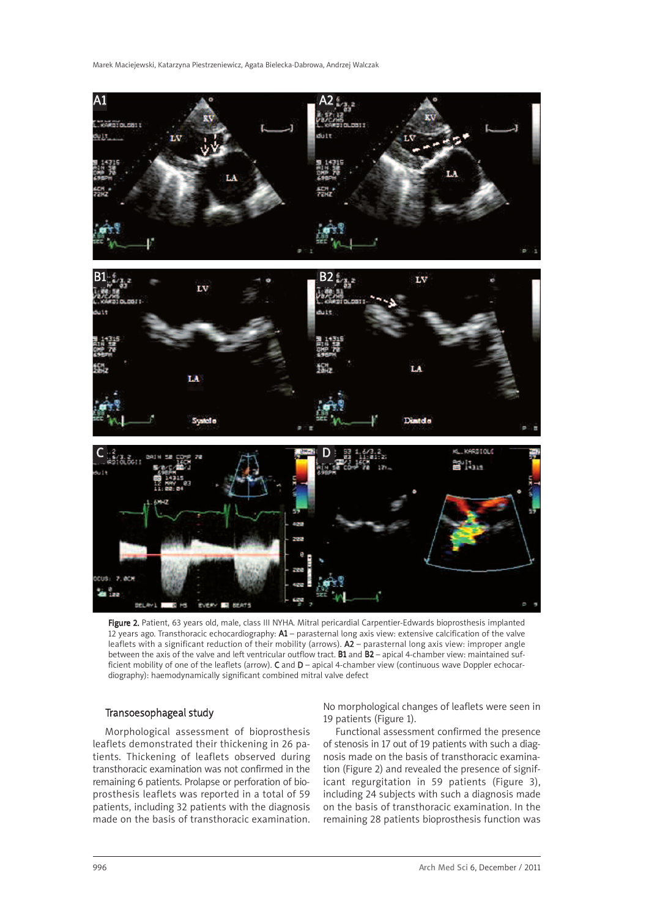Figure 2. Patient, 63 years old, male, class III NYHA. Mitral pericardial Carpentier-Edwards bioprosthesis implanted 12 years ago. Transthoracic echocardiography: **A1** – parasternal long axis view: extensive calcification of the valve leaflets with a significant reduction of their mobility (arrows). **A2** – parasternal long axis view: improper angle between the axis of the valve and left ventricular outflow tract. **B1** and **B2** – apical 4-chamber view: maintained sufficient mobility of one of the leaflets (arrow). **C** and **D** – apical 4-chamber view (continuous wave Doppler echocardiography): haemodynamically significant combined mitral valve defect

### Transoesophageal study

Morphological assessment of bioprosthesis leaflets demonstrated their thickening in 26 patients. Thickening of leaflets observed during transthoracic examination was not confirmed in the remaining 6 patients. Prolapse or perforation of bioprosthesis leaflets was reported in a total of 59 patients, including 32 patients with the diagnosis made on the basis of transthoracic examination. No morphological changes of leaflets were seen in 19 patients (Figure 1).

Functional assessment confirmed the presence of stenosis in 17 out of 19 patients with such a diagnosis made on the basis of transthoracic examination (Figure 2) and revealed the presence of significant regurgitation in 59 patients (Figure 3), including 24 subjects with such a diagnosis made on the basis of transthoracic examination. In the remaining 28 patients bioprosthesis function was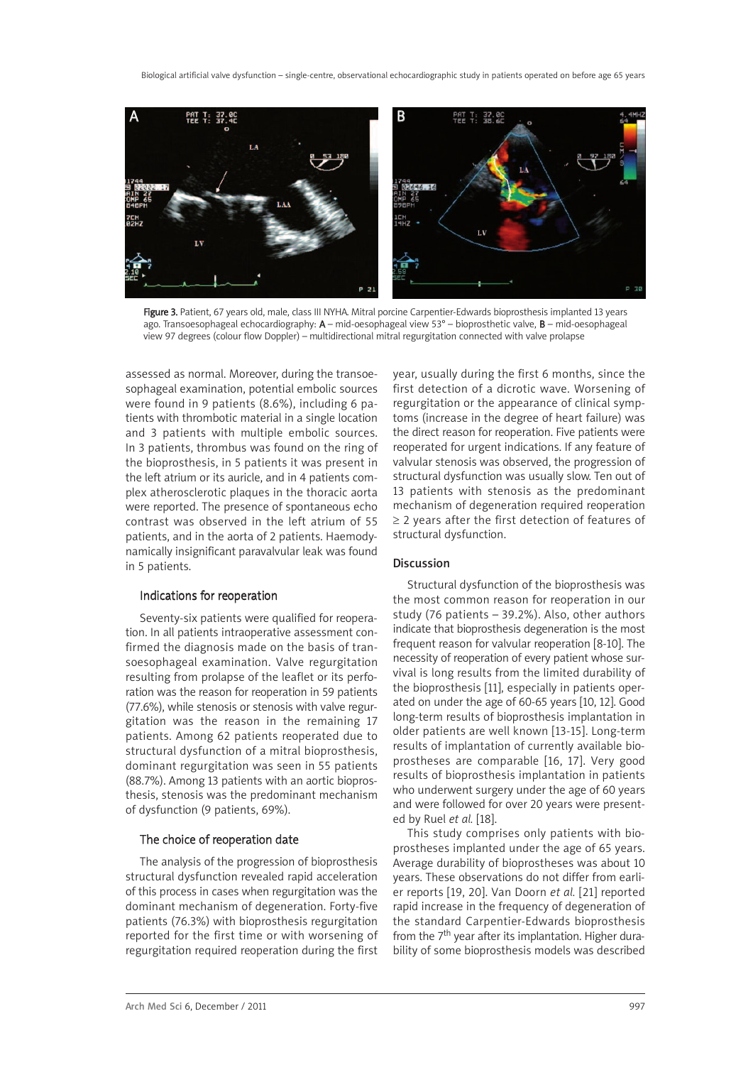Figure 3. Patient, 67 years old, male, class III NYHA. Mitral porcine Carpentier-Edwards bioprosthesis implanted 13 years ago. Transoesophageal echocardiography: **A** – mid-oesophageal view 53° – bioprosthetic valve, **B** – mid-oesophageal view 97 degrees (colour flow Doppler) – multidirectional mitral regurgitation connected with valve prolapse

assessed as normal. Moreover, during the transoesophageal examination, potential embolic sources were found in 9 patients (8.6%), including 6 patients with thrombotic material in a single location and 3 patients with multiple embolic sources. In 3 patients, thrombus was found on the ring of the bioprosthesis, in 5 patients it was present in the left atrium or its auricle, and in 4 patients complex atherosclerotic plaques in the thoracic aorta were reported. The presence of spontaneous echo contrast was observed in the left atrium of 55 patients, and in the aorta of 2 patients. Haemodynamically insignificant paravalvular leak was found in 5 patients.

### Indications for reoperation

Seventy-six patients were qualified for reoperation. In all patients intraoperative assessment confirmed the diagnosis made on the basis of transoesophageal examination. Valve regurgitation resulting from prolapse of the leaflet or its perforation was the reason for reoperation in 59 patients (77.6%), while stenosis or stenosis with valve regurgitation was the reason in the remaining 17 patients. Among 62 patients reoperated due to structural dysfunction of a mitral bioprosthesis, dominant regurgitation was seen in 55 patients (88.7%). Among 13 patients with an aortic bioprosthesis, stenosis was the predominant mechanism of dysfunction (9 patients, 69%).

### The choice of reoperation date

The analysis of the progression of bioprosthesis structural dysfunction revealed rapid acceleration of this process in cases when regurgitation was the dominant mechanism of degeneration. Forty-five patients (76.3%) with bioprosthesis regurgitation reported for the first time or with worsening of regurgitation required reoperation during the first year, usually during the first 6 months, since the first detection of a dicrotic wave. Worsening of regurgitation or the appearance of clinical symptoms (increase in the degree of heart failure) was the direct reason for reoperation. Five patients were reoperated for urgent indications. If any feature of valvular stenosis was observed, the progression of structural dysfunction was usually slow. Ten out of 13 patients with stenosis as the predominant mechanism of degeneration required reoperation ≥ 2 years after the first detection of features of structural dysfunction.

## Discussion

Structural dysfunction of the bioprosthesis was the most common reason for reoperation in our study (76 patients – 39.2%). Also, other authors indicate that bioprosthesis degeneration is the most frequent reason for valvular reoperation [8-10]. The necessity of reoperation of every patient whose survival is long results from the limited durability of the bioprosthesis [11], especially in patients operated on under the age of 60-65 years [10, 12]. Good long-term results of bioprosthesis implantation in older patients are well known [13-15]. Long-term results of implantation of currently available bioprostheses are comparable [16, 17]. Very good results of bioprosthesis implantation in patients who underwent surgery under the age of 60 years and were followed for over 20 years were presented by Ruel *et al.* [18].

This study comprises only patients with bioprostheses implanted under the age of 65 years. Average durability of bioprostheses was about 10 years. These observations do not differ from earlier reports [19, 20]. Van Doorn *et al.* [21] reported rapid increase in the frequency of degeneration of the standard Carpentier-Edwards bioprosthesis from the 7th year after its implantation. Higher durability of some bioprosthesis models was described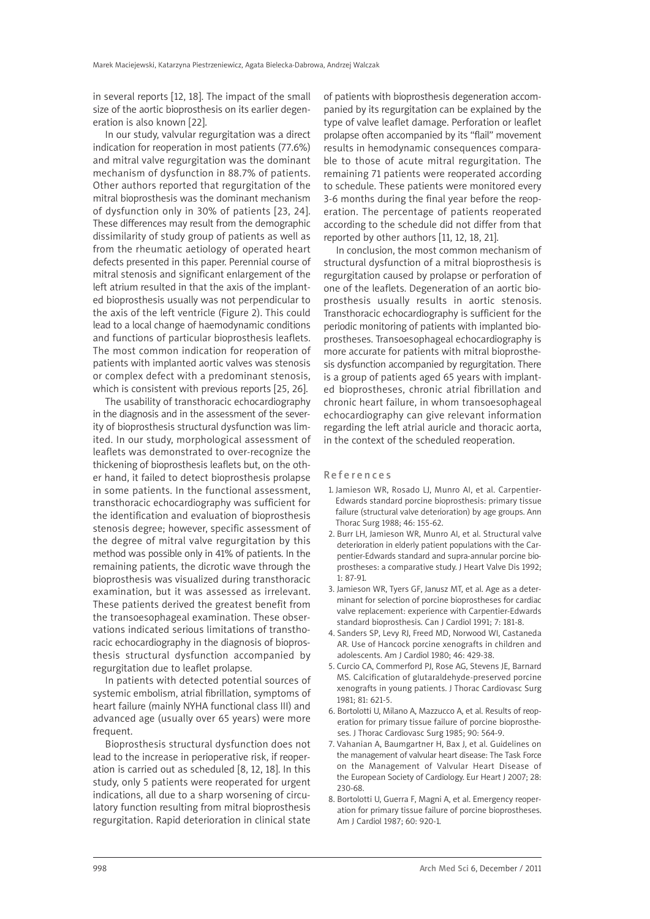in several reports [12, 18]. The impact of the small size of the aortic bioprosthesis on its earlier degeneration is also known [22].

In our study, valvular regurgitation was a direct indication for reoperation in most patients (77.6%) and mitral valve regurgitation was the dominant mechanism of dysfunction in 88.7% of patients. Other authors reported that regurgitation of the mitral bioprosthesis was the dominant mechanism of dysfunction only in 30% of patients [23, 24]. These differences may result from the demographic dissimilarity of study group of patients as well as from the rheumatic aetiology of operated heart defects presented in this paper. Perennial course of mitral stenosis and significant enlargement of the left atrium resulted in that the axis of the implanted bioprosthesis usually was not perpendicular to the axis of the left ventricle (Figure 2). This could lead to a local change of haemodynamic conditions and functions of particular bioprosthesis leaflets. The most common indication for reoperation of patients with implanted aortic valves was stenosis or complex defect with a predominant stenosis, which is consistent with previous reports [25, 26].

The usability of transthoracic echocardiography in the diagnosis and in the assessment of the severity of bioprosthesis structural dysfunction was limited. In our study, morphological assessment of leaflets was demonstrated to over-recognize the thickening of bioprosthesis leaflets but, on the other hand, it failed to detect bioprosthesis prolapse in some patients. In the functional assessment, transthoracic echocardiography was sufficient for the identification and evaluation of bioprosthesis stenosis degree; however, specific assessment of the degree of mitral valve regurgitation by this method was possible only in 41% of patients. In the remaining patients, the dicrotic wave through the bioprosthesis was visualized during transthoracic examination, but it was assessed as irrelevant. These patients derived the greatest benefit from the transoesophageal examination. These observations indicated serious limitations of transthoracic echocardiography in the diagnosis of bioprosthesis structural dysfunction accompanied by regurgitation due to leaflet prolapse.

In patients with detected potential sources of systemic embolism, atrial fibrillation, symptoms of heart failure (mainly NYHA functional class III) and advanced age (usually over 65 years) were more frequent.

Bioprosthesis structural dysfunction does not lead to the increase in perioperative risk, if reoperation is carried out as scheduled [8, 12, 18]. In this study, only 5 patients were reoperated for urgent indications, all due to a sharp worsening of circulatory function resulting from mitral bioprosthesis regurgitation. Rapid deterioration in clinical state of patients with bioprosthesis degeneration accompanied by its regurgitation can be explained by the type of valve leaflet damage. Perforation or leaflet prolapse often accompanied by its "flail" movement results in hemodynamic consequences comparable to those of acute mitral regurgitation. The remaining 71 patients were reoperated according to schedule. These patients were monitored every 3-6 months during the final year before the reoperation. The percentage of patients reoperated according to the schedule did not differ from that reported by other authors [11, 12, 18, 21].

In conclusion, the most common mechanism of structural dysfunction of a mitral bioprosthesis is regurgitation caused by prolapse or perforation of one of the leaflets. Degeneration of an aortic bioprosthesis usually results in aortic stenosis. Transthoracic echocardiography is sufficient for the periodic monitoring of patients with implanted bioprostheses. Transoesophageal echocardiography is more accurate for patients with mitral bioprosthesis dysfunction accompanied by regurgitation. There is a group of patients aged 65 years with implanted bioprostheses, chronic atrial fibrillation and chronic heart failure, in whom transoesophageal echocardiography can give relevant information regarding the left atrial auricle and thoracic aorta, in the context of the scheduled reoperation.

## References

1. Jamieson WR, Rosado LJ, Munro AI, et al. Carpentier-Edwards standard porcine bioprosthesis: primary tissue failure (structural valve deterioration) by age groups. Ann Thorac Surg 1988; 46: 155-62.
2. Burr LH, Jamieson WR, Munro AI, et al. Structural valve deterioration in elderly patient populations with the Carpentier-Edwards standard and supra-annular porcine bioprostheses: a comparative study. J Heart Valve Dis 1992; 1: 87-91.
3. Jamieson WR, Tyers GF, Janusz MT, et al. Age as a determinant for selection of porcine bioprostheses for cardiac valve replacement: experience with Carpentier-Edwards standard bioprosthesis. Can J Cardiol 1991; 7: 181-8.
4. Sanders SP, Levy RJ, Freed MD, Norwood WI, Castaneda AR. Use of Hancock porcine xenografts in children and adolescents. Am J Cardiol 1980; 46: 429-38.
5. Curcio CA, Commerford PJ, Rose AG, Stevens JE, Barnard MS. Calcification of glutaraldehyde-preserved porcine xenografts in young patients. J Thorac Cardiovasc Surg 1981; 81: 621-5.
6. Bortolotti U, Milano A, Mazzucco A, et al. Results of reoperation for primary tissue failure of porcine bioprostheses. J Thorac Cardiovasc Surg 1985; 90: 564-9.
7. Vahanian A, Baumgartner H, Bax J, et al. Guidelines on the management of valvular heart disease: The Task Force on the Management of Valvular Heart Disease of the European Society of Cardiology. Eur Heart J 2007; 28: 230-68.
8. Bortolotti U, Guerra F, Magni A, et al. Emergency reoperation for primary tissue failure of porcine bioprostheses. Am J Cardiol 1987; 60: 920-1.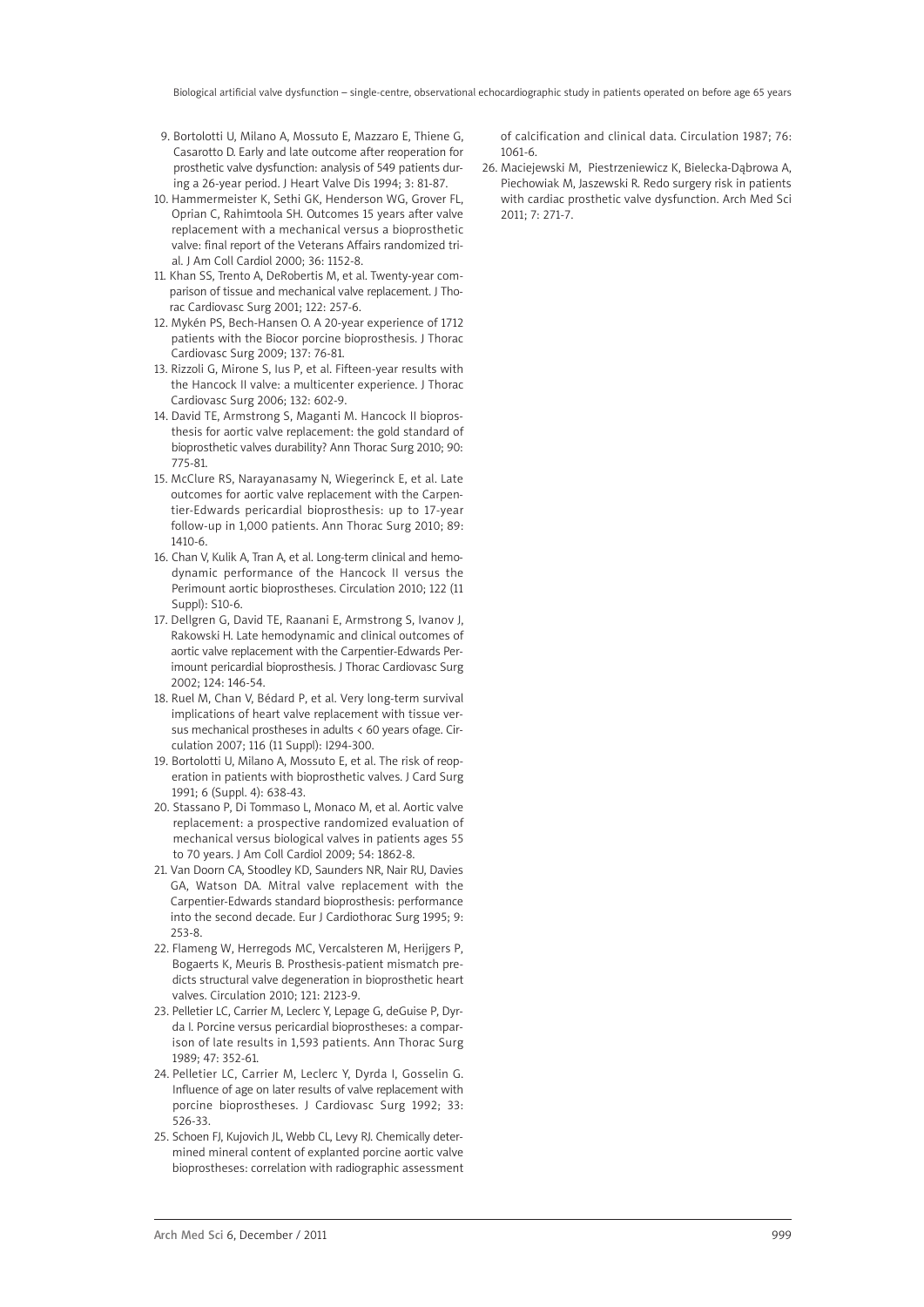9. Bortolotti U, Milano A, Mossuto E, Mazzaro E, Thiene G, Casarotto D. Early and late outcome after reoperation for prosthetic valve dysfunction: analysis of 549 patients during a 26-year period. J Heart Valve Dis 1994; 3: 81-87.
10. Hammermeister K, Sethi GK, Henderson WG, Grover FL, Oprian C, Rahimtoola SH. Outcomes 15 years after valve replacement with a mechanical versus a bioprosthetic valve: final report of the Veterans Affairs randomized trial. J Am Coll Cardiol 2000; 36: 1152-8.
11. Khan SS, Trento A, DeRobertis M, et al. Twenty-year comparison of tissue and mechanical valve replacement. J Thorac Cardiovasc Surg 2001; 122: 257-6.
12. Mykén PS, Bech-Hansen O. A 20-year experience of 1712 patients with the Biocor porcine bioprosthesis. J Thorac Cardiovasc Surg 2009; 137: 76-81.
13. Rizzoli G, Mirone S, Ius P, et al. Fifteen-year results with the Hancock II valve: a multicenter experience. J Thorac Cardiovasc Surg 2006; 132: 602-9.
14. David TE, Armstrong S, Maganti M. Hancock II bioprosthesis for aortic valve replacement: the gold standard of bioprosthetic valves durability? Ann Thorac Surg 2010; 90: 775-81.
15. McClure RS, Narayanasamy N, Wiegerinck E, et al. Late outcomes for aortic valve replacement with the Carpentier-Edwards pericardial bioprosthesis: up to 17-year follow-up in 1,000 patients. Ann Thorac Surg 2010; 89: 1410-6.
16. Chan V, Kulik A, Tran A, et al. Long-term clinical and hemodynamic performance of the Hancock II versus the Perimount aortic bioprostheses. Circulation 2010; 122 (11 Suppl): S10-6.
17. Dellgren G, David TE, Raanani E, Armstrong S, Ivanov J, Rakowski H. Late hemodynamic and clinical outcomes of aortic valve replacement with the Carpentier-Edwards Perimount pericardial bioprosthesis. J Thorac Cardiovasc Surg 2002; 124: 146-54.
18. Ruel M, Chan V, Bédard P, et al. Very long-term survival implications of heart valve replacement with tissue versus mechanical prostheses in adults < 60 years ofage. Circulation 2007; 116 (11 Suppl): I294-300.
19. Bortolotti U, Milano A, Mossuto E, et al. The risk of reoperation in patients with bioprosthetic valves. J Card Surg 1991; 6 (Suppl. 4): 638-43.
20. Stassano P, Di Tommaso L, Monaco M, et al. Aortic valve replacement: a prospective randomized evaluation of mechanical versus biological valves in patients ages 55 to 70 years. J Am Coll Cardiol 2009; 54: 1862-8.
21. Van Doorn CA, Stoodley KD, Saunders NR, Nair RU, Davies GA, Watson DA. Mitral valve replacement with the Carpentier-Edwards standard bioprosthesis: performance into the second decade. Eur J Cardiothorac Surg 1995; 9: 253-8.
22. Flameng W, Herregods MC, Vercalsteren M, Herijgers P, Bogaerts K, Meuris B. Prosthesis-patient mismatch predicts structural valve degeneration in bioprosthetic heart valves. Circulation 2010; 121: 2123-9.
23. Pelletier LC, Carrier M, Leclerc Y, Lepage G, deGuise P, Dyrda I. Porcine versus pericardial bioprostheses: a comparison of late results in 1,593 patients. Ann Thorac Surg 1989; 47: 352-61.
24. Pelletier LC, Carrier M, Leclerc Y, Dyrda I, Gosselin G. Influence of age on later results of valve replacement with porcine bioprostheses. J Cardiovasc Surg 1992; 33: 526-33.
25. Schoen FJ, Kujovich JL, Webb CL, Levy RJ. Chemically determined mineral content of explanted porcine aortic valve bioprostheses: correlation with radiographic assessment of calcification and clinical data. Circulation 1987; 76: 1061-6.
26. Maciejewski M, Piestrzeniewicz K, Bielecka-Dąbrowa A, Piechowiak M, Jaszewski R. Redo surgery risk in patients with cardiac prosthetic valve dysfunction. Arch Med Sci 2011; 7: 271-7.